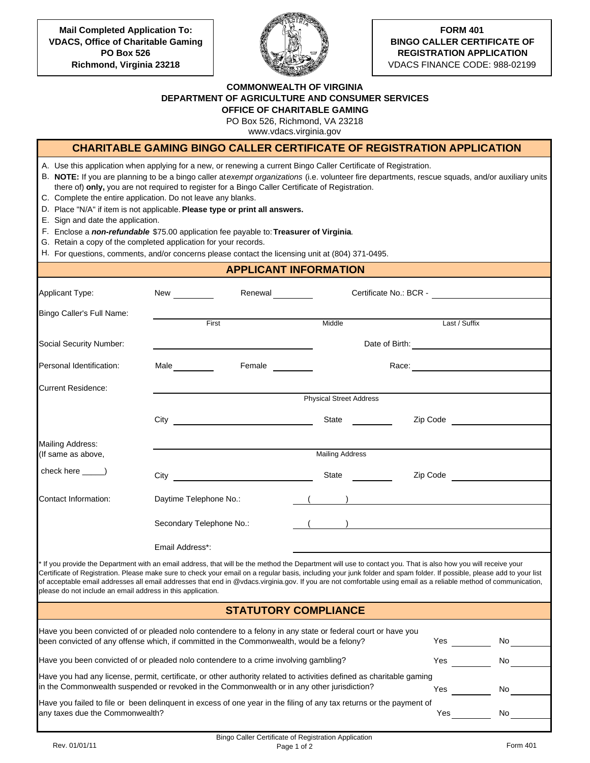**Mail Completed Application To:**
**VDACS, Office of Charitable Gaming**
**PO Box 526**
**Richmond, Virginia 23218**

**FORM 401**
**BINGO CALLER CERTIFICATE OF REGISTRATION APPLICATION**
VDACS FINANCE CODE: 988-02199

**COMMONWEALTH OF VIRGINIA**
**DEPARTMENT OF AGRICULTURE AND CONSUMER SERVICES**
**OFFICE OF CHARITABLE GAMING**
PO Box 526, Richmond, VA 23218
www.vdacs.virginia.gov

## CHARITABLE GAMING BINGO CALLER CERTIFICATE OF REGISTRATION APPLICATION

A. Use this application when applying for a new, or renewing a current Bingo Caller Certificate of Registration.
B. **NOTE:** If you are planning to be a bingo caller at *exempt organizations* (i.e. volunteer fire departments, rescue squads, and/or auxiliary units there of) **only,** you are not required to register for a Bingo Caller Certificate of Registration.
C. Complete the entire application. Do not leave any blanks.
D. Place "N/A" if item is not applicable. **Please type or print all answers.**
E. Sign and date the application.
F. Enclose a ***non-refundable*** $75.00 application fee payable to: **Treasurer of Virginia**.
G. Retain a copy of the completed application for your records.
H. For questions, comments, and/or concerns please contact the licensing unit at (804) 371-0495.

## APPLICANT INFORMATION

Applicant Type: New ________ Renewal ________ Certificate No.: BCR - ____________________

Bingo Caller's Full Name: ____________________ First ____________________ Middle ____________________ Last / Suffix

Social Security Number: ____________________ Date of Birth: ____________________

Personal Identification: Male ________ Female ________ Race: ____________________

Current Residence: ________________________________________ Physical Street Address

City ____________________ State ________ Zip Code ____________

Mailing Address: (If same as above, check here _____) ________________________________________ Mailing Address

City ____________________ State ________ Zip Code ____________

Contact Information: Daytime Telephone No.: (      ) ____________________

Secondary Telephone No.: (      ) ____________________

Email Address*: ____________________

\* If you provide the Department with an email address, that will be the method the Department will use to contact you. That is also how you will receive your Certificate of Registration. Please make sure to check your email on a regular basis, including your junk folder and spam folder. If possible, please add to your list of acceptable email addresses all email addresses that end in @vdacs.virginia.gov. If you are not comfortable using email as a reliable method of communication, please do not include an email address in this application.

## STATUTORY COMPLIANCE

| Question | Yes | No |
|---|---|---|
| Have you been convicted of or pleaded nolo contendere to a felony in any state or federal court or have you been convicted of any offense which, if committed in the Commonwealth, would be a felony? | ________ | ________ |
| Have you been convicted of or pleaded nolo contendere to a crime involving gambling? | ________ | ________ |
| Have you had any license, permit, certificate, or other authority related to activities defined as charitable gaming in the Commonwealth suspended or revoked in the Commonwealth or in any other jurisdiction? | ________ | ________ |
| Have you failed to file or been delinquent in excess of one year in the filing of any tax returns or the payment of any taxes due the Commonwealth? | ________ | ________ |

Rev. 01/01/11 Bingo Caller Certificate of Registration Application Form 401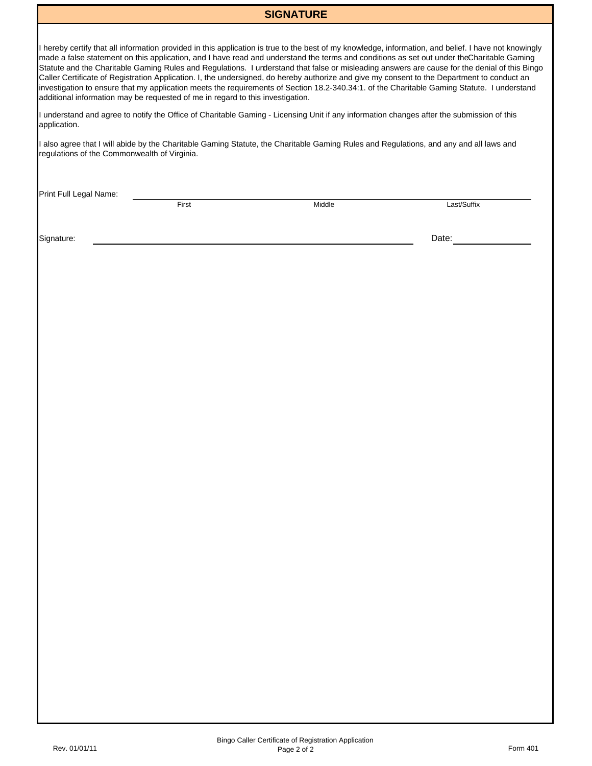## SIGNATURE

I hereby certify that all information provided in this application is true to the best of my knowledge, information, and belief. I have not knowingly made a false statement on this application, and I have read and understand the terms and conditions as set out under the Charitable Gaming Statute and the Charitable Gaming Rules and Regulations. I understand that false or misleading answers are cause for the denial of this Bingo Caller Certificate of Registration Application. I, the undersigned, do hereby authorize and give my consent to the Department to conduct an investigation to ensure that my application meets the requirements of Section 18.2-340.34:1. of the Charitable Gaming Statute. I understand additional information may be requested of me in regard to this investigation.

I understand and agree to notify the Office of Charitable Gaming - Licensing Unit if any information changes after the submission of this application.

I also agree that I will abide by the Charitable Gaming Statute, the Charitable Gaming Rules and Regulations, and any and all laws and regulations of the Commonwealth of Virginia.

Print Full Legal Name: ______________________________________________

First Middle Last/Suffix

Signature: ______________________________________________ Date: ______________

Rev. 01/01/11

Bingo Caller Certificate of Registration Application

Form 401